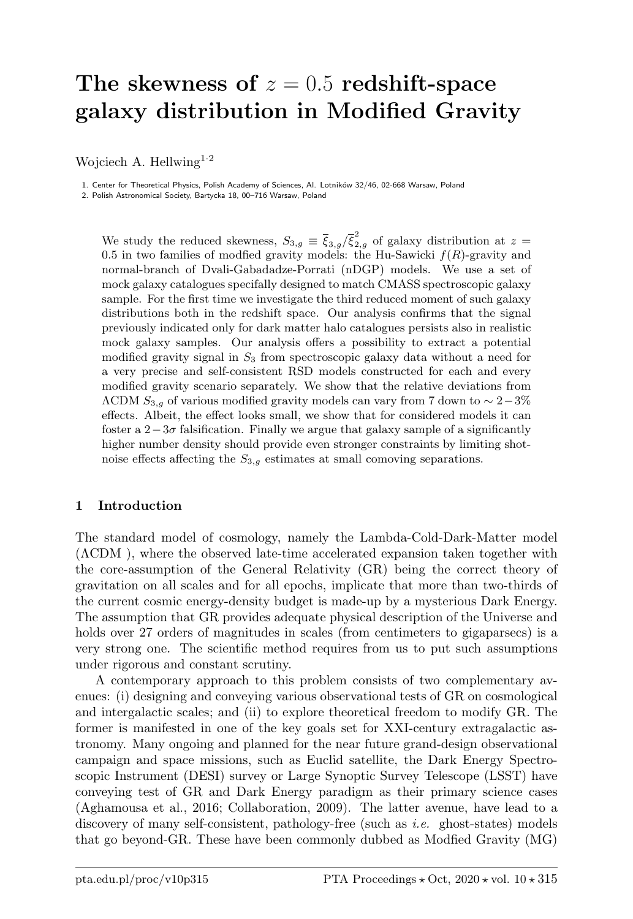# The skewness of $z = 0.5$ redshift-space galaxy distribution in Modified Gravity

Wojciech A. Hellwing[1,2]

1. Center for Theoretical Physics, Polish Academy of Sciences, Al. Lotników 32/46, 02-668 Warsaw, Poland
2. Polish Astronomical Society, Bartycka 18, 00–716 Warsaw, Poland

We study the reduced skewness, $S_{3,g} \equiv \overline{\xi}_{3,g}/\overline{\xi}_{2,g}^2$ of galaxy distribution at $z = 0.5$ in two families of modfied gravity models: the Hu-Sawicki $f(R)$-gravity and normal-branch of Dvali-Gabadadze-Porrati (nDGP) models. We use a set of mock galaxy catalogues specifally designed to match CMASS spectroscopic galaxy sample. For the first time we investigate the third reduced moment of such galaxy distributions both in the redshift space. Our analysis confirms that the signal previously indicated only for dark matter halo catalogues persists also in realistic mock galaxy samples. Our analysis offers a possibility to extract a potential modified gravity signal in $S_3$ from spectroscopic galaxy data without a need for a very precise and self-consistent RSD models constructed for each and every modified gravity scenario separately. We show that the relative deviations from $\Lambda$CDM $S_{3,g}$ of various modified gravity models can vary from 7 down to $\sim 2-3\%$ effects. Albeit, the effect looks small, we show that for considered models it can foster a $2-3\sigma$ falsification. Finally we argue that galaxy sample of a significantly higher number density should provide even stronger constraints by limiting shot-noise effects affecting the $S_{3,g}$ estimates at small comoving separations.

## 1 Introduction

The standard model of cosmology, namely the Lambda-Cold-Dark-Matter model ($\Lambda$CDM ), where the observed late-time accelerated expansion taken together with the core-assumption of the General Relativity (GR) being the correct theory of gravitation on all scales and for all epochs, implicate that more than two-thirds of the current cosmic energy-density budget is made-up by a mysterious Dark Energy. The assumption that GR provides adequate physical description of the Universe and holds over 27 orders of magnitudes in scales (from centimeters to gigaparsecs) is a very strong one. The scientific method requires from us to put such assumptions under rigorous and constant scrutiny.

A contemporary approach to this problem consists of two complementary avenues: (i) designing and conveying various observational tests of GR on cosmological and intergalactic scales; and (ii) to explore theoretical freedom to modify GR. The former is manifested in one of the key goals set for XXI-century extragalactic astronomy. Many ongoing and planned for the near future grand-design observational campaign and space missions, such as Euclid satellite, the Dark Energy Spectroscopic Instrument (DESI) survey or Large Synoptic Survey Telescope (LSST) have conveying test of GR and Dark Energy paradigm as their primary science cases (Aghamousa et al., 2016; Collaboration, 2009). The latter avenue, have lead to a discovery of many self-consistent, pathology-free (such as *i.e.* ghost-states) models that go beyond-GR. These have been commonly dubbed as Modfied Gravity (MG)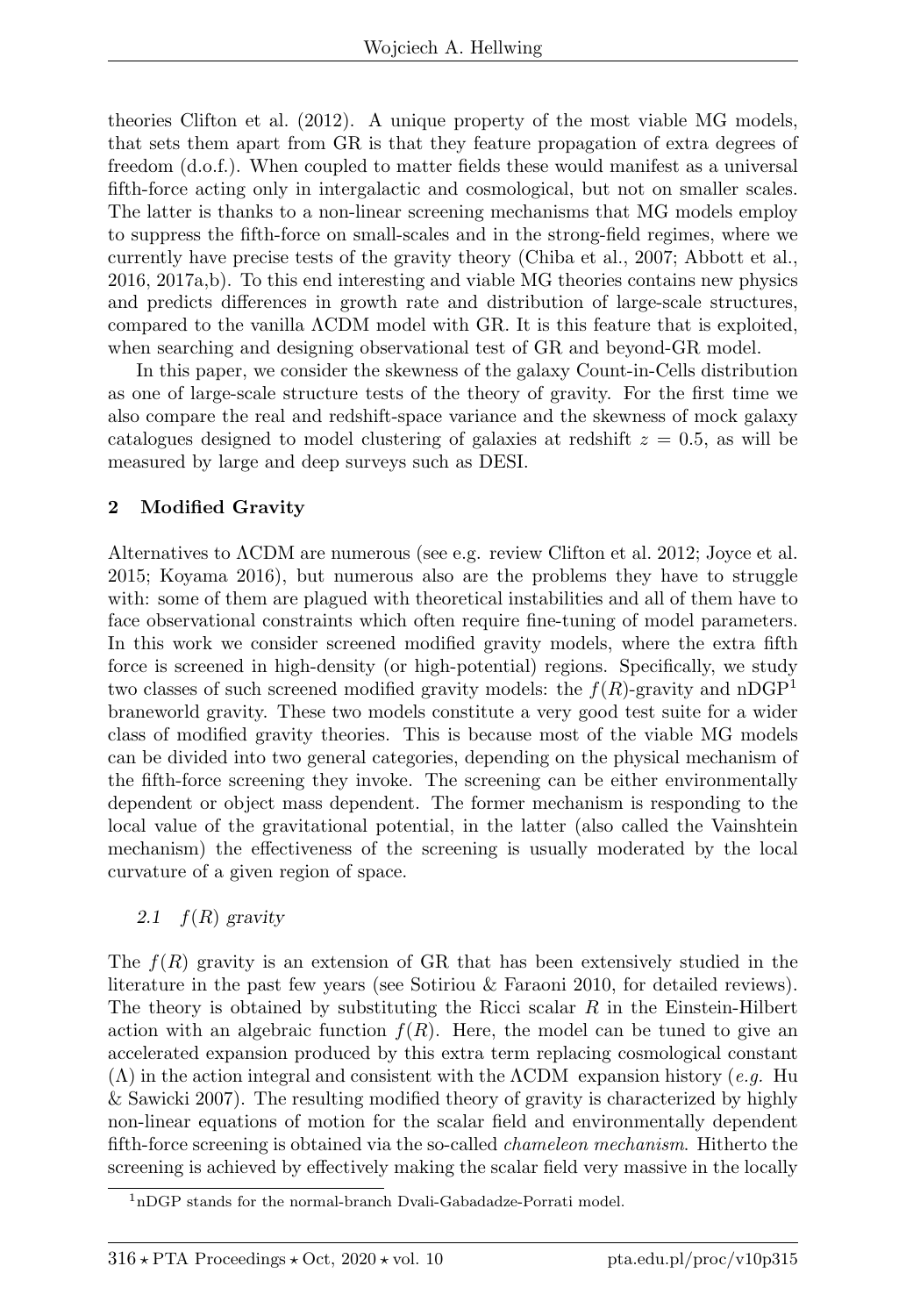theories Clifton et al. (2012). A unique property of the most viable MG models, that sets them apart from GR is that they feature propagation of extra degrees of freedom (d.o.f.). When coupled to matter fields these would manifest as a universal fifth-force acting only in intergalactic and cosmological, but not on smaller scales. The latter is thanks to a non-linear screening mechanisms that MG models employ to suppress the fifth-force on small-scales and in the strong-field regimes, where we currently have precise tests of the gravity theory (Chiba et al., 2007; Abbott et al., 2016, 2017a,b). To this end interesting and viable MG theories contains new physics and predicts differences in growth rate and distribution of large-scale structures, compared to the vanilla ΛCDM model with GR. It is this feature that is exploited, when searching and designing observational test of GR and beyond-GR model.

In this paper, we consider the skewness of the galaxy Count-in-Cells distribution as one of large-scale structure tests of the theory of gravity. For the first time we also compare the real and redshift-space variance and the skewness of mock galaxy catalogues designed to model clustering of galaxies at redshift $z = 0.5$, as will be measured by large and deep surveys such as DESI.

## 2 Modified Gravity

Alternatives to ΛCDM are numerous (see e.g. review Clifton et al. 2012; Joyce et al. 2015; Koyama 2016), but numerous also are the problems they have to struggle with: some of them are plagued with theoretical instabilities and all of them have to face observational constraints which often require fine-tuning of model parameters. In this work we consider screened modified gravity models, where the extra fifth force is screened in high-density (or high-potential) regions. Specifically, we study two classes of such screened modified gravity models: the $f(R)$-gravity and nDGP[1] braneworld gravity. These two models constitute a very good test suite for a wider class of modified gravity theories. This is because most of the viable MG models can be divided into two general categories, depending on the physical mechanism of the fifth-force screening they invoke. The screening can be either environmentally dependent or object mass dependent. The former mechanism is responding to the local value of the gravitational potential, in the latter (also called the Vainshtein mechanism) the effectiveness of the screening is usually moderated by the local curvature of a given region of space.

### 2.1 $f(R)$ gravity

The $f(R)$ gravity is an extension of GR that has been extensively studied in the literature in the past few years (see Sotiriou & Faraoni 2010, for detailed reviews). The theory is obtained by substituting the Ricci scalar $R$ in the Einstein-Hilbert action with an algebraic function $f(R)$. Here, the model can be tuned to give an accelerated expansion produced by this extra term replacing cosmological constant (Λ) in the action integral and consistent with the ΛCDM expansion history (*e.g.* Hu & Sawicki 2007). The resulting modified theory of gravity is characterized by highly non-linear equations of motion for the scalar field and environmentally dependent fifth-force screening is obtained via the so-called *chameleon mechanism*. Hitherto the screening is achieved by effectively making the scalar field very massive in the locally

[1] nDGP stands for the normal-branch Dvali-Gabadadze-Porrati model.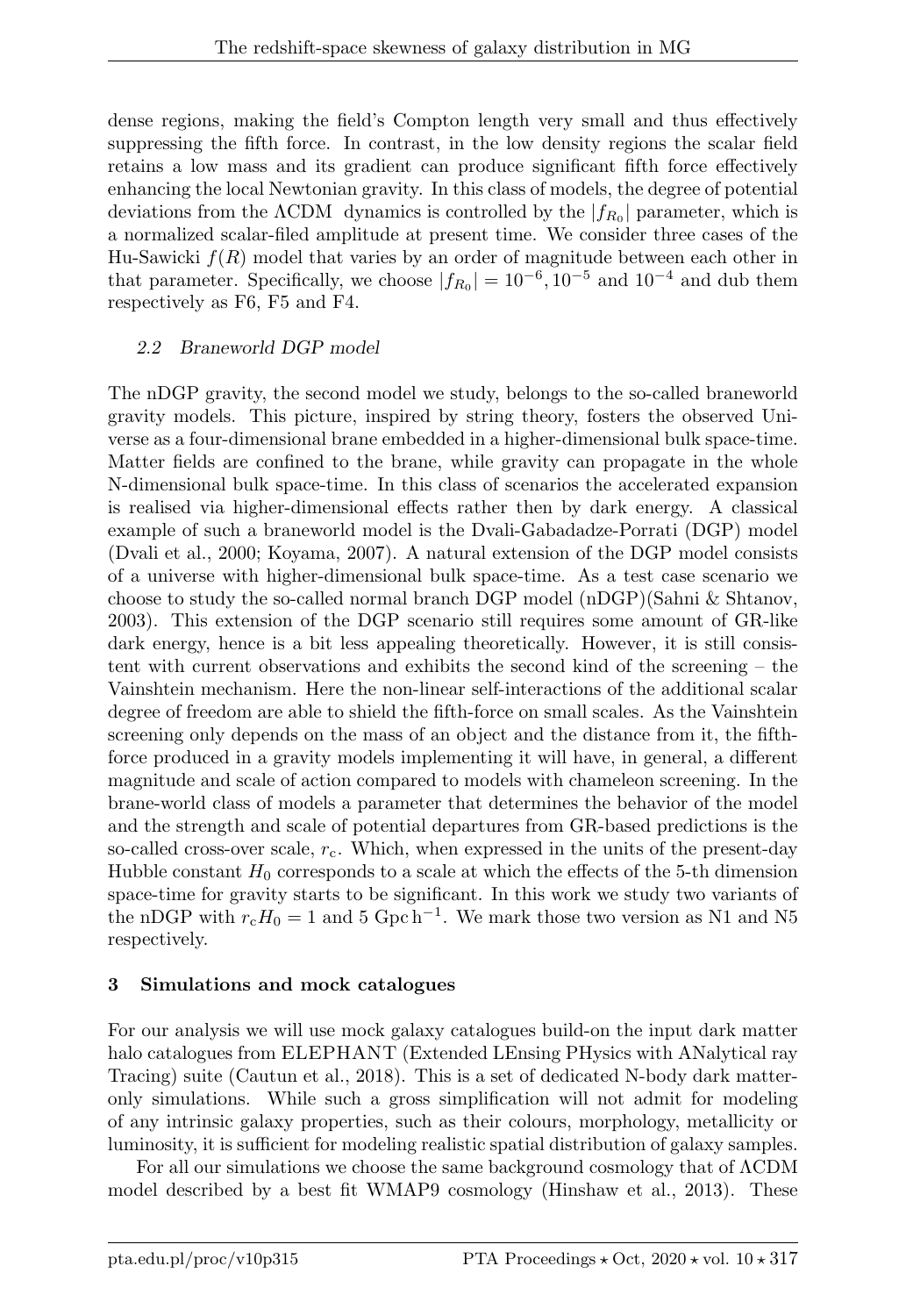dense regions, making the field's Compton length very small and thus effectively suppressing the fifth force. In contrast, in the low density regions the scalar field retains a low mass and its gradient can produce significant fifth force effectively enhancing the local Newtonian gravity. In this class of models, the degree of potential deviations from the ΛCDM dynamics is controlled by the $|f_{R_0}|$ parameter, which is a normalized scalar-filed amplitude at present time. We consider three cases of the Hu-Sawicki $f(R)$ model that varies by an order of magnitude between each other in that parameter. Specifically, we choose $|f_{R_0}| = 10^{-6}, 10^{-5}$ and $10^{-4}$ and dub them respectively as F6, F5 and F4.

### *2.2 Braneworld DGP model*

The nDGP gravity, the second model we study, belongs to the so-called braneworld gravity models. This picture, inspired by string theory, fosters the observed Universe as a four-dimensional brane embedded in a higher-dimensional bulk space-time. Matter fields are confined to the brane, while gravity can propagate in the whole N-dimensional bulk space-time. In this class of scenarios the accelerated expansion is realised via higher-dimensional effects rather then by dark energy. A classical example of such a braneworld model is the Dvali-Gabadadze-Porrati (DGP) model (Dvali et al., 2000; Koyama, 2007). A natural extension of the DGP model consists of a universe with higher-dimensional bulk space-time. As a test case scenario we choose to study the so-called normal branch DGP model (nDGP)(Sahni & Shtanov, 2003). This extension of the DGP scenario still requires some amount of GR-like dark energy, hence is a bit less appealing theoretically. However, it is still consistent with current observations and exhibits the second kind of the screening – the Vainshtein mechanism. Here the non-linear self-interactions of the additional scalar degree of freedom are able to shield the fifth-force on small scales. As the Vainshtein screening only depends on the mass of an object and the distance from it, the fifth-force produced in a gravity models implementing it will have, in general, a different magnitude and scale of action compared to models with chameleon screening. In the brane-world class of models a parameter that determines the behavior of the model and the strength and scale of potential departures from GR-based predictions is the so-called cross-over scale, $r_c$. Which, when expressed in the units of the present-day Hubble constant $H_0$ corresponds to a scale at which the effects of the 5-th dimension space-time for gravity starts to be significant. In this work we study two variants of the nDGP with $r_c H_0 = 1$ and 5 $\mathrm{Gpc\,h^{-1}}$. We mark those two version as N1 and N5 respectively.

## 3 Simulations and mock catalogues

For our analysis we will use mock galaxy catalogues build-on the input dark matter halo catalogues from ELEPHANT (Extended LEnsing PHysics with ANalytical ray Tracing) suite (Cautun et al., 2018). This is a set of dedicated N-body dark matter-only simulations. While such a gross simplification will not admit for modeling of any intrinsic galaxy properties, such as their colours, morphology, metallicity or luminosity, it is sufficient for modeling realistic spatial distribution of galaxy samples.

For all our simulations we choose the same background cosmology that of ΛCDM model described by a best fit WMAP9 cosmology (Hinshaw et al., 2013). These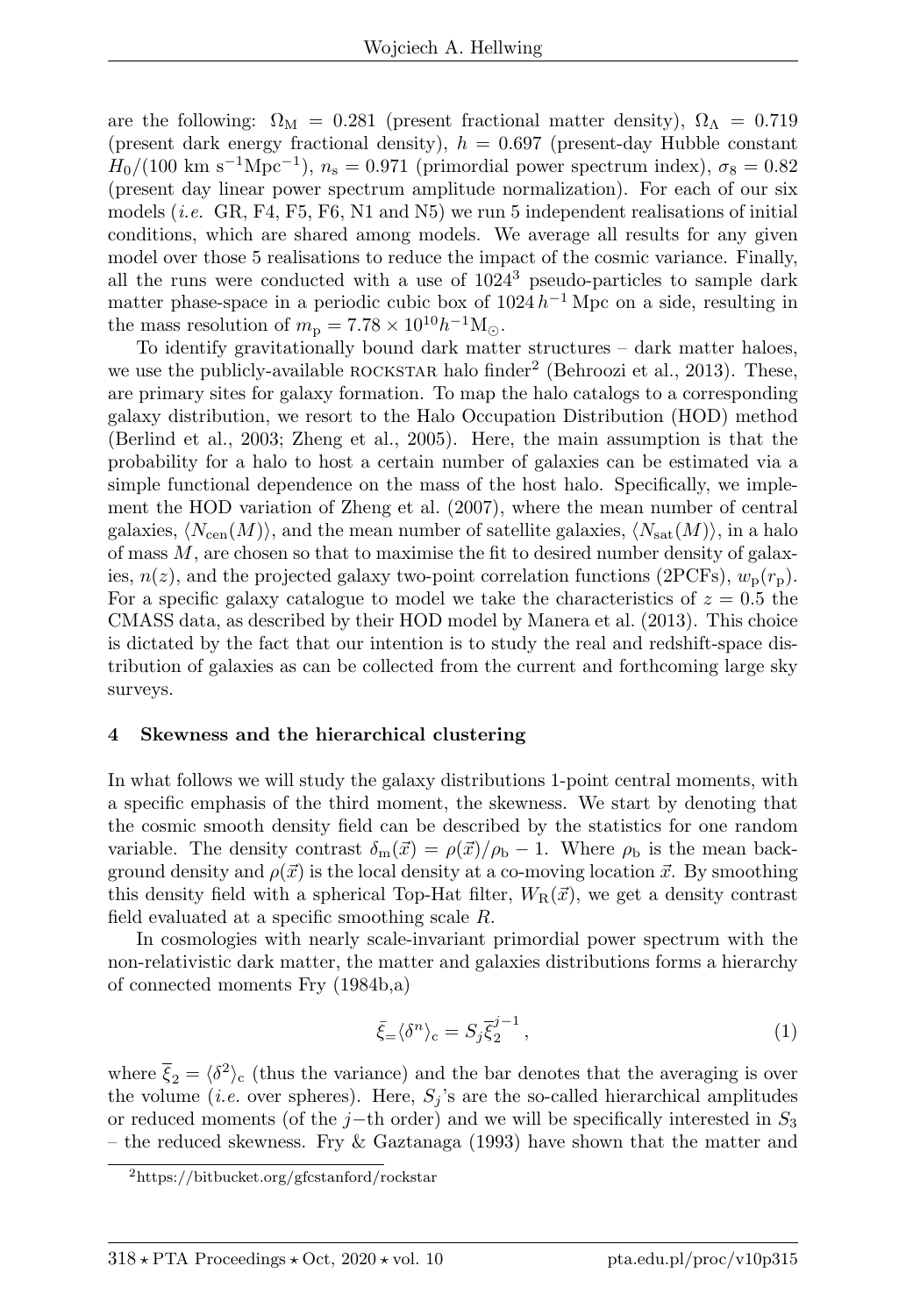are the following: $\Omega_{\rm M} = 0.281$ (present fractional matter density), $\Omega_\Lambda = 0.719$ (present dark energy fractional density), $h = 0.697$ (present-day Hubble constant $H_0/(100 \text{ km s}^{-1}\text{Mpc}^{-1})$, $n_{\rm s} = 0.971$ (primordial power spectrum index), $\sigma_8 = 0.82$ (present day linear power spectrum amplitude normalization). For each of our six models (*i.e.* GR, F4, F5, F6, N1 and N5) we run 5 independent realisations of initial conditions, which are shared among models. We average all results for any given model over those 5 realisations to reduce the impact of the cosmic variance. Finally, all the runs were conducted with a use of $1024^3$ pseudo-particles to sample dark matter phase-space in a periodic cubic box of $1024\,h^{-1}$ Mpc on a side, resulting in the mass resolution of $m_{\rm p} = 7.78 \times 10^{10} h^{-1}\text{M}_\odot$.

To identify gravitationally bound dark matter structures – dark matter haloes, we use the publicly-available ROCKSTAR halo finder[2] (Behroozi et al., 2013). These, are primary sites for galaxy formation. To map the halo catalogs to a corresponding galaxy distribution, we resort to the Halo Occupation Distribution (HOD) method (Berlind et al., 2003; Zheng et al., 2005). Here, the main assumption is that the probability for a halo to host a certain number of galaxies can be estimated via a simple functional dependence on the mass of the host halo. Specifically, we implement the HOD variation of Zheng et al. (2007), where the mean number of central galaxies, $\langle N_{\rm cen}(M)\rangle$, and the mean number of satellite galaxies, $\langle N_{\rm sat}(M)\rangle$, in a halo of mass $M$, are chosen so that to maximise the fit to desired number density of galaxies, $n(z)$, and the projected galaxy two-point correlation functions (2PCFs), $w_{\rm p}(r_{\rm p})$. For a specific galaxy catalogue to model we take the characteristics of $z = 0.5$ the CMASS data, as described by their HOD model by Manera et al. (2013). This choice is dictated by the fact that our intention is to study the real and redshift-space distribution of galaxies as can be collected from the current and forthcoming large sky surveys.

## 4 Skewness and the hierarchical clustering

In what follows we will study the galaxy distributions 1-point central moments, with a specific emphasis of the third moment, the skewness. We start by denoting that the cosmic smooth density field can be described by the statistics for one random variable. The density contrast $\delta_{\rm m}(\vec{x}) = \rho(\vec{x})/\rho_{\rm b} - 1$. Where $\rho_{\rm b}$ is the mean background density and $\rho(\vec{x})$ is the local density at a co-moving location $\vec{x}$. By smoothing this density field with a spherical Top-Hat filter, $W_{\rm R}(\vec{x})$, we get a density contrast field evaluated at a specific smoothing scale $R$.

In cosmologies with nearly scale-invariant primordial power spectrum with the non-relativistic dark matter, the matter and galaxies distributions forms a hierarchy of connected moments Fry (1984b,a)

$$\bar{\xi}_= \langle \delta^n \rangle_{\rm c} = S_j \overline{\xi}_2^{\,j-1}\,, \qquad (1)$$

where $\overline{\xi}_2 = \langle \delta^2 \rangle_{\rm c}$ (thus the variance) and the bar denotes that the averaging is over the volume (*i.e.* over spheres). Here, $S_j$'s are the so-called hierarchical amplitudes or reduced moments (of the $j-$th order) and we will be specifically interested in $S_3$ – the reduced skewness. Fry & Gaztanaga (1993) have shown that the matter and

[2] https://bitbucket.org/gfcstanford/rockstar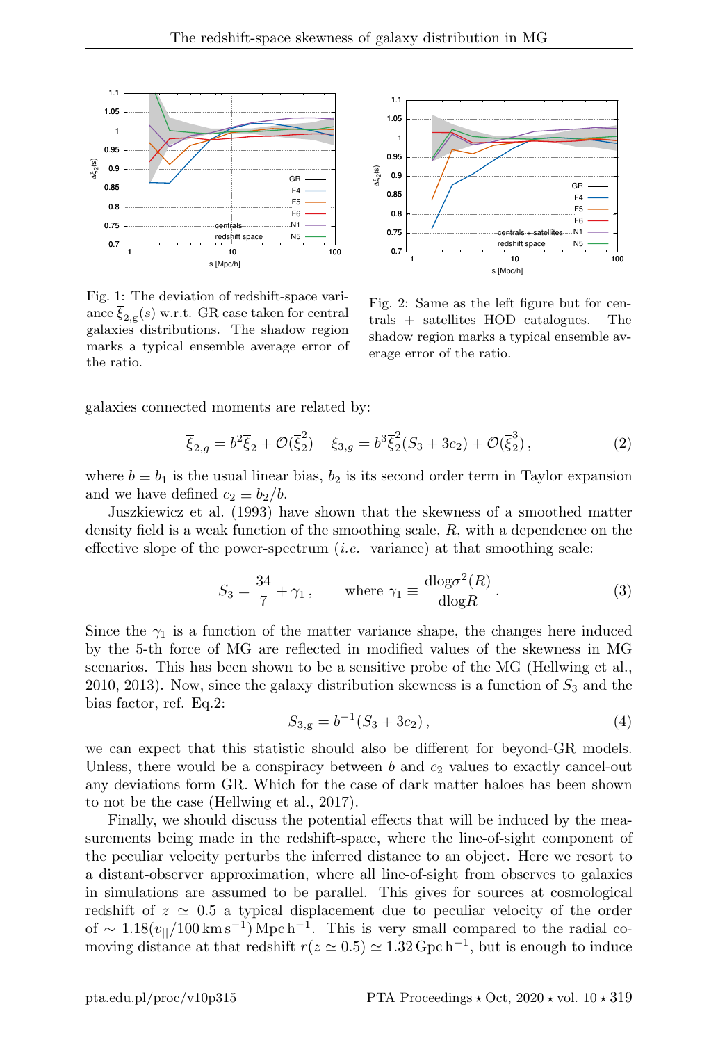Fig. 1: The deviation of redshift-space variance $\overline{\xi}_{2,g}(s)$ w.r.t. GR case taken for central galaxies distributions. The shadow region marks a typical ensemble average error of the ratio.

Fig. 2: Same as the left figure but for centrals + satellites HOD catalogues. The shadow region marks a typical ensemble average error of the ratio.

galaxies connected moments are related by:

$$\overline{\xi}_{2,g} = b^2\overline{\xi}_2 + \mathcal{O}(\overline{\xi}_2^2) \quad \bar{\xi}_{3,g} = b^3\overline{\xi}_2^2(S_3 + 3c_2) + \mathcal{O}(\overline{\xi}_2^3)\,, \tag{2}$$

where $b \equiv b_1$ is the usual linear bias, $b_2$ is its second order term in Taylor expansion and we have defined $c_2 \equiv b_2/b$.

Juszkiewicz et al. (1993) have shown that the skewness of a smoothed matter density field is a weak function of the smoothing scale, $R$, with a dependence on the effective slope of the power-spectrum (*i.e.* variance) at that smoothing scale:

$$S_3 = \frac{34}{7} + \gamma_1\,, \qquad \text{where } \gamma_1 \equiv \frac{\mathrm{dlog}\sigma^2(R)}{\mathrm{dlog}R}\,. \tag{3}$$

Since the $\gamma_1$ is a function of the matter variance shape, the changes here induced by the 5-th force of MG are reflected in modified values of the skewness in MG scenarios. This has been shown to be a sensitive probe of the MG (Hellwing et al., 2010, 2013). Now, since the galaxy distribution skewness is a function of $S_3$ and the bias factor, ref. Eq.2:

$$S_{3,\mathrm{g}} = b^{-1}(S_3 + 3c_2)\,, \tag{4}$$

we can expect that this statistic should also be different for beyond-GR models. Unless, there would be a conspiracy between $b$ and $c_2$ values to exactly cancel-out any deviations form GR. Which for the case of dark matter haloes has been shown to not be the case (Hellwing et al., 2017).

Finally, we should discuss the potential effects that will be induced by the measurements being made in the redshift-space, where the line-of-sight component of the peculiar velocity perturbs the inferred distance to an object. Here we resort to a distant-observer approximation, where all line-of-sight from observes to galaxies in simulations are assumed to be parallel. This gives for sources at cosmological redshift of $z \simeq 0.5$ a typical displacement due to peculiar velocity of the order of $\sim 1.18(v_{||}/100\,\mathrm{km\,s^{-1}})\,\mathrm{Mpc\,h^{-1}}$. This is very small compared to the radial comoving distance at that redshift $r(z \simeq 0.5) \simeq 1.32\,\mathrm{Gpc\,h^{-1}}$, but is enough to induce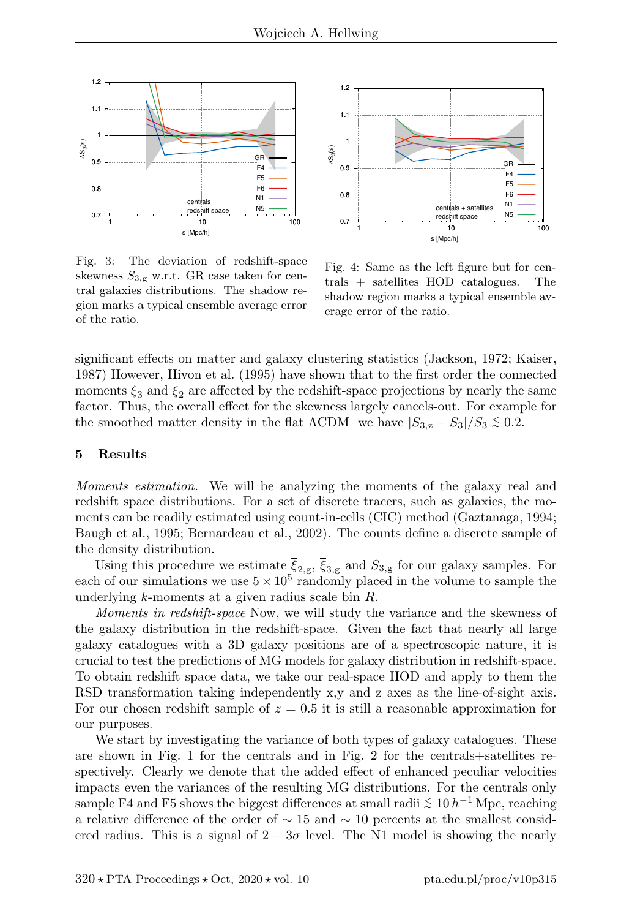Fig. 3: The deviation of redshift-space skewness $S_{3,\mathrm{g}}$ w.r.t. GR case taken for central galaxies distributions. The shadow region marks a typical ensemble average error of the ratio.

Fig. 4: Same as the left figure but for centrals + satellites HOD catalogues. The shadow region marks a typical ensemble average error of the ratio.

significant effects on matter and galaxy clustering statistics (Jackson, 1972; Kaiser, 1987) However, Hivon et al. (1995) have shown that to the first order the connected moments $\overline{\xi}_3$ and $\overline{\xi}_2$ are affected by the redshift-space projections by nearly the same factor. Thus, the overall effect for the skewness largely cancels-out. For example for the smoothed matter density in the flat ΛCDM we have $|S_{3,\mathrm{z}} - S_3|/S_3 \lesssim 0.2$.

## 5 Results

*Moments estimation.* We will be analyzing the moments of the galaxy real and redshift space distributions. For a set of discrete tracers, such as galaxies, the moments can be readily estimated using count-in-cells (CIC) method (Gaztanaga, 1994; Baugh et al., 1995; Bernardeau et al., 2002). The counts define a discrete sample of the density distribution.

Using this procedure we estimate $\overline{\xi}_{2,\mathrm{g}}$, $\overline{\xi}_{3,\mathrm{g}}$ and $S_{3,\mathrm{g}}$ for our galaxy samples. For each of our simulations we use $5 \times 10^5$ randomly placed in the volume to sample the underlying $k$-moments at a given radius scale bin $R$.

*Moments in redshift-space* Now, we will study the variance and the skewness of the galaxy distribution in the redshift-space. Given the fact that nearly all large galaxy catalogues with a 3D galaxy positions are of a spectroscopic nature, it is crucial to test the predictions of MG models for galaxy distribution in redshift-space. To obtain redshift space data, we take our real-space HOD and apply to them the RSD transformation taking independently x,y and z axes as the line-of-sight axis. For our chosen redshift sample of $z = 0.5$ it is still a reasonable approximation for our purposes.

We start by investigating the variance of both types of galaxy catalogues. These are shown in Fig. 1 for the centrals and in Fig. 2 for the centrals+satellites respectively. Clearly we denote that the added effect of enhanced peculiar velocities impacts even the variances of the resulting MG distributions. For the centrals only sample F4 and F5 shows the biggest differences at small radii $\lesssim 10\,h^{-1}\,\mathrm{Mpc}$, reaching a relative difference of the order of $\sim 15$ and $\sim 10$ percents at the smallest considered radius. This is a signal of $2-3\sigma$ level. The N1 model is showing the nearly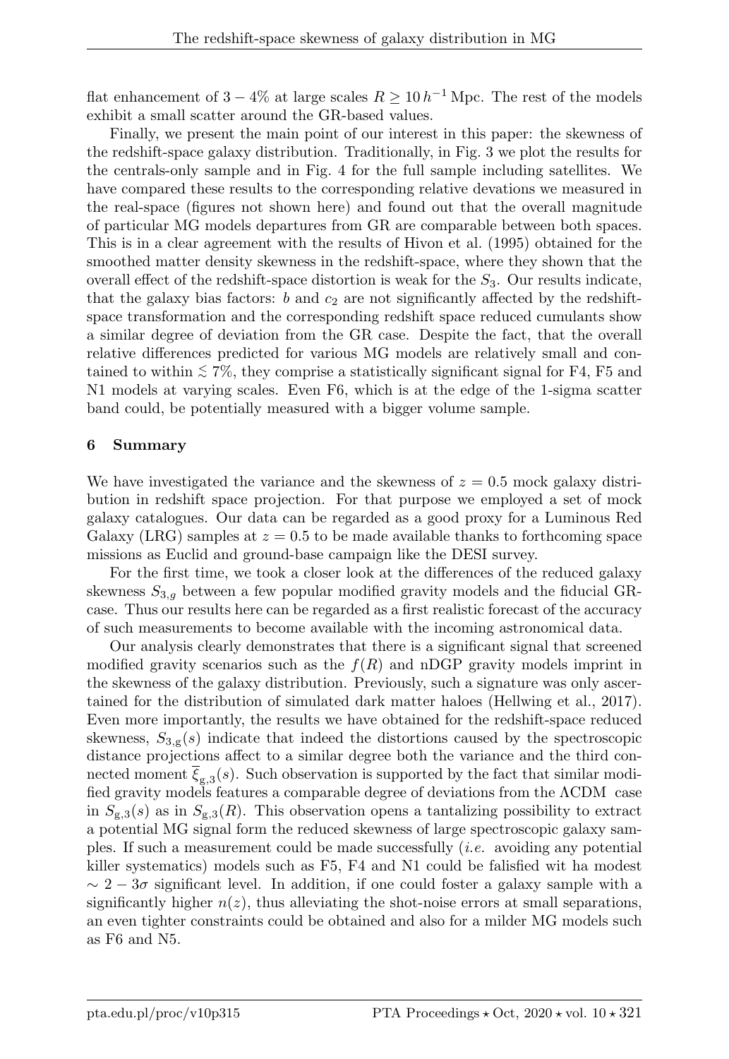flat enhancement of $3-4\%$ at large scales $R \geq 10\,h^{-1}\,\mathrm{Mpc}$. The rest of the models exhibit a small scatter around the GR-based values.

Finally, we present the main point of our interest in this paper: the skewness of the redshift-space galaxy distribution. Traditionally, in Fig. 3 we plot the results for the centrals-only sample and in Fig. 4 for the full sample including satellites. We have compared these results to the corresponding relative devations we measured in the real-space (figures not shown here) and found out that the overall magnitude of particular MG models departures from GR are comparable between both spaces. This is in a clear agreement with the results of Hivon et al. (1995) obtained for the smoothed matter density skewness in the redshift-space, where they shown that the overall effect of the redshift-space distortion is weak for the $S_3$. Our results indicate, that the galaxy bias factors: $b$ and $c_2$ are not significantly affected by the redshift-space transformation and the corresponding redshift space reduced cumulants show a similar degree of deviation from the GR case. Despite the fact, that the overall relative differences predicted for various MG models are relatively small and contained to within $\lesssim 7\%$, they comprise a statistically significant signal for F4, F5 and N1 models at varying scales. Even F6, which is at the edge of the 1-sigma scatter band could, be potentially measured with a bigger volume sample.

## 6 Summary

We have investigated the variance and the skewness of $z = 0.5$ mock galaxy distribution in redshift space projection. For that purpose we employed a set of mock galaxy catalogues. Our data can be regarded as a good proxy for a Luminous Red Galaxy (LRG) samples at $z = 0.5$ to be made available thanks to forthcoming space missions as Euclid and ground-base campaign like the DESI survey.

For the first time, we took a closer look at the differences of the reduced galaxy skewness $S_{3,g}$ between a few popular modified gravity models and the fiducial GR-case. Thus our results here can be regarded as a first realistic forecast of the accuracy of such measurements to become available with the incoming astronomical data.

Our analysis clearly demonstrates that there is a significant signal that screened modified gravity scenarios such as the $f(R)$ and nDGP gravity models imprint in the skewness of the galaxy distribution. Previously, such a signature was only ascertained for the distribution of simulated dark matter haloes (Hellwing et al., 2017). Even more importantly, the results we have obtained for the redshift-space reduced skewness, $S_{3,\mathrm{g}}(s)$ indicate that indeed the distortions caused by the spectroscopic distance projections affect to a similar degree both the variance and the third connected moment $\overline{\xi}_{\mathrm{g},3}(s)$. Such observation is supported by the fact that similar modified gravity models features a comparable degree of deviations from the ΛCDM case in $S_{\mathrm{g},3}(s)$ as in $S_{\mathrm{g},3}(R)$. This observation opens a tantalizing possibility to extract a potential MG signal form the reduced skewness of large spectroscopic galaxy samples. If such a measurement could be made successfully (*i.e.* avoiding any potential killer systematics) models such as F5, F4 and N1 could be falisfied wit ha modest $\sim 2-3\sigma$ significant level. In addition, if one could foster a galaxy sample with a significantly higher $n(z)$, thus alleviating the shot-noise errors at small separations, an even tighter constraints could be obtained and also for a milder MG models such as F6 and N5.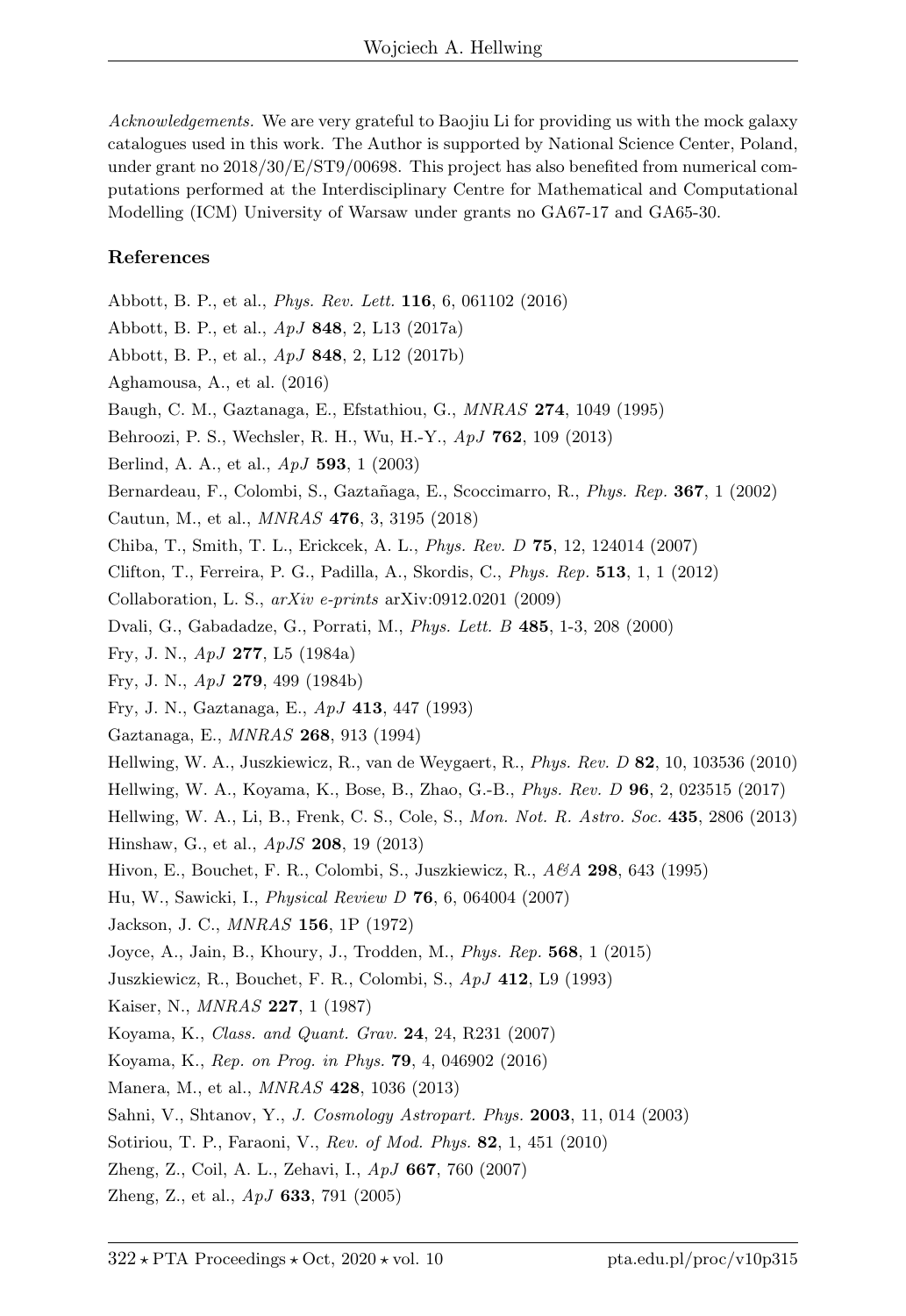*Acknowledgements.* We are very grateful to Baojiu Li for providing us with the mock galaxy catalogues used in this work. The Author is supported by National Science Center, Poland, under grant no 2018/30/E/ST9/00698. This project has also benefited from numerical computations performed at the Interdisciplinary Centre for Mathematical and Computational Modelling (ICM) University of Warsaw under grants no GA67-17 and GA65-30.

## References

Abbott, B. P., et al., *Phys. Rev. Lett.* **116**, 6, 061102 (2016)

Abbott, B. P., et al., *ApJ* **848**, 2, L13 (2017a)

Abbott, B. P., et al., *ApJ* **848**, 2, L12 (2017b)

Aghamousa, A., et al. (2016)

Baugh, C. M., Gaztanaga, E., Efstathiou, G., *MNRAS* **274**, 1049 (1995)

Behroozi, P. S., Wechsler, R. H., Wu, H.-Y., *ApJ* **762**, 109 (2013)

Berlind, A. A., et al., *ApJ* **593**, 1 (2003)

Bernardeau, F., Colombi, S., Gaztañaga, E., Scoccimarro, R., *Phys. Rep.* **367**, 1 (2002)

Cautun, M., et al., *MNRAS* **476**, 3, 3195 (2018)

Chiba, T., Smith, T. L., Erickcek, A. L., *Phys. Rev. D* **75**, 12, 124014 (2007)

Clifton, T., Ferreira, P. G., Padilla, A., Skordis, C., *Phys. Rep.* **513**, 1, 1 (2012)

Collaboration, L. S., *arXiv e-prints* arXiv:0912.0201 (2009)

Dvali, G., Gabadadze, G., Porrati, M., *Phys. Lett. B* **485**, 1-3, 208 (2000)

Fry, J. N., *ApJ* **277**, L5 (1984a)

Fry, J. N., *ApJ* **279**, 499 (1984b)

Fry, J. N., Gaztanaga, E., *ApJ* **413**, 447 (1993)

Gaztanaga, E., *MNRAS* **268**, 913 (1994)

Hellwing, W. A., Juszkiewicz, R., van de Weygaert, R., *Phys. Rev. D* **82**, 10, 103536 (2010)

Hellwing, W. A., Koyama, K., Bose, B., Zhao, G.-B., *Phys. Rev. D* **96**, 2, 023515 (2017)

Hellwing, W. A., Li, B., Frenk, C. S., Cole, S., *Mon. Not. R. Astro. Soc.* **435**, 2806 (2013)

Hinshaw, G., et al., *ApJS* **208**, 19 (2013)

Hivon, E., Bouchet, F. R., Colombi, S., Juszkiewicz, R., *A&A* **298**, 643 (1995)

Hu, W., Sawicki, I., *Physical Review D* **76**, 6, 064004 (2007)

Jackson, J. C., *MNRAS* **156**, 1P (1972)

Joyce, A., Jain, B., Khoury, J., Trodden, M., *Phys. Rep.* **568**, 1 (2015)

Juszkiewicz, R., Bouchet, F. R., Colombi, S., *ApJ* **412**, L9 (1993)

Kaiser, N., *MNRAS* **227**, 1 (1987)

Koyama, K., *Class. and Quant. Grav.* **24**, 24, R231 (2007)

Koyama, K., *Rep. on Prog. in Phys.* **79**, 4, 046902 (2016)

Manera, M., et al., *MNRAS* **428**, 1036 (2013)

Sahni, V., Shtanov, Y., *J. Cosmology Astropart. Phys.* **2003**, 11, 014 (2003)

Sotiriou, T. P., Faraoni, V., *Rev. of Mod. Phys.* **82**, 1, 451 (2010)

Zheng, Z., Coil, A. L., Zehavi, I., *ApJ* **667**, 760 (2007)

Zheng, Z., et al., *ApJ* **633**, 791 (2005)